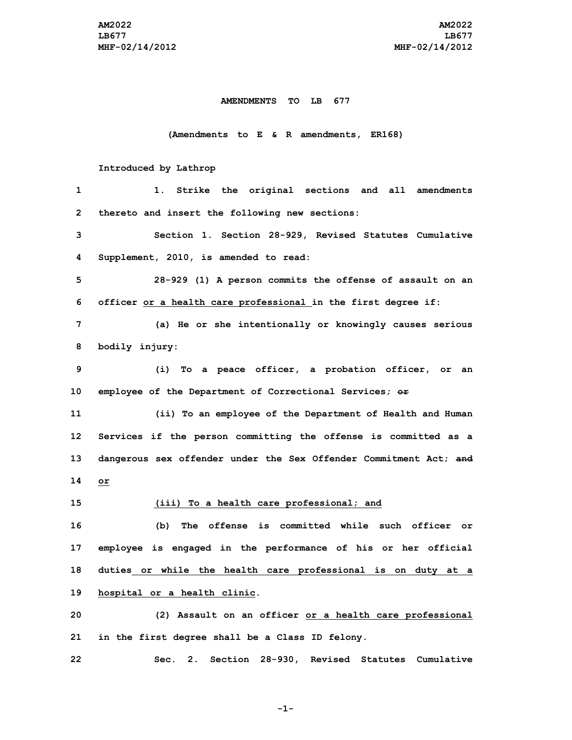**AMENDMENTS TO LB 677**

**(Amendments to E & R amendments, ER168)**

**Introduced by Lathrop**

1. Strike the original sections and all amendments thereto and insert the following new sections:

Section 1. Section 28-929, Revised Statutes Cumulative Supplement, 2010, is amended to read:

28-929 (1) A person commits the offense of assault on an officer <u>or a health care professional</u> in the first degree if:

(a) He or she intentionally or knowingly causes serious bodily injury:

(i) To a peace officer, a probation officer, or an employee of the Department of Correctional Services; ~~or~~

(ii) To an employee of the Department of Health and Human Services if the person committing the offense is committed as a dangerous sex offender under the Sex Offender Commitment Act; ~~and~~ <u>or</u>

<u>(iii) To a health care professional; and</u>

(b) The offense is committed while such officer or employee is engaged in the performance of his or her official duties<u> or while the health care professional is on duty at a hospital or a health clinic</u>.

(2) Assault on an officer <u>or a health care professional</u> in the first degree shall be a Class ID felony.

Sec. 2. Section 28-930, Revised Statutes Cumulative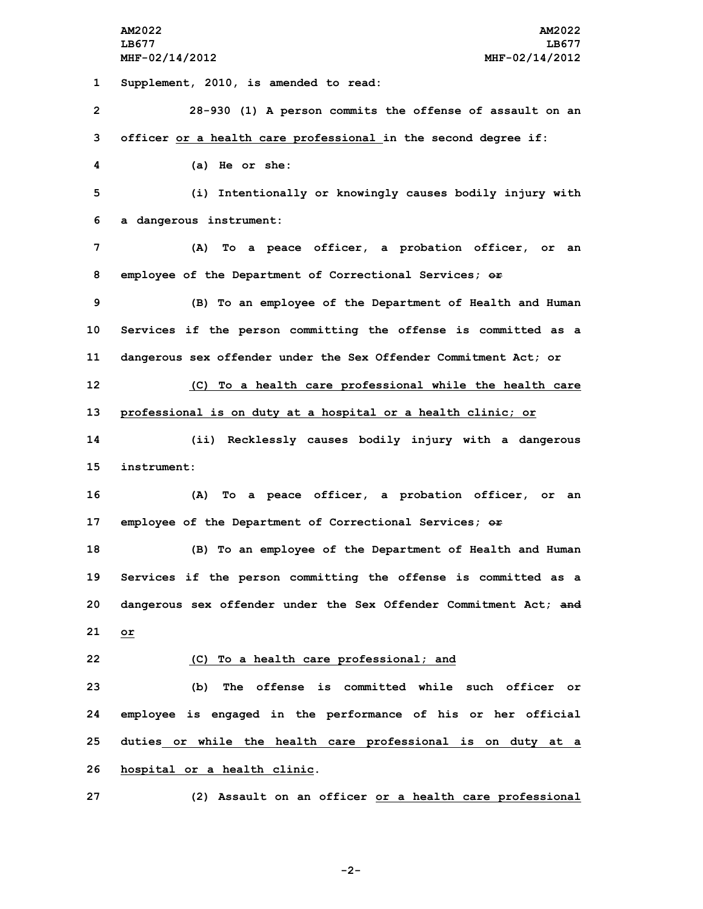Supplement, 2010, is amended to read:

28-930 (1) A person commits the offense of assault on an officer or a health care professional in the second degree if:

(a) He or she:

(i) Intentionally or knowingly causes bodily injury with a dangerous instrument:

(A) To a peace officer, a probation officer, or an employee of the Department of Correctional Services; ~~or~~

(B) To an employee of the Department of Health and Human Services if the person committing the offense is committed as a dangerous sex offender under the Sex Offender Commitment Act; or

(C) To a health care professional while the health care professional is on duty at a hospital or a health clinic; or

(ii) Recklessly causes bodily injury with a dangerous instrument:

(A) To a peace officer, a probation officer, or an employee of the Department of Correctional Services; ~~or~~

(B) To an employee of the Department of Health and Human Services if the person committing the offense is committed as a dangerous sex offender under the Sex Offender Commitment Act; ~~and~~ or

(C) To a health care professional; and

(b) The offense is committed while such officer or employee is engaged in the performance of his or her official duties or while the health care professional is on duty at a hospital or a health clinic.

(2) Assault on an officer or a health care professional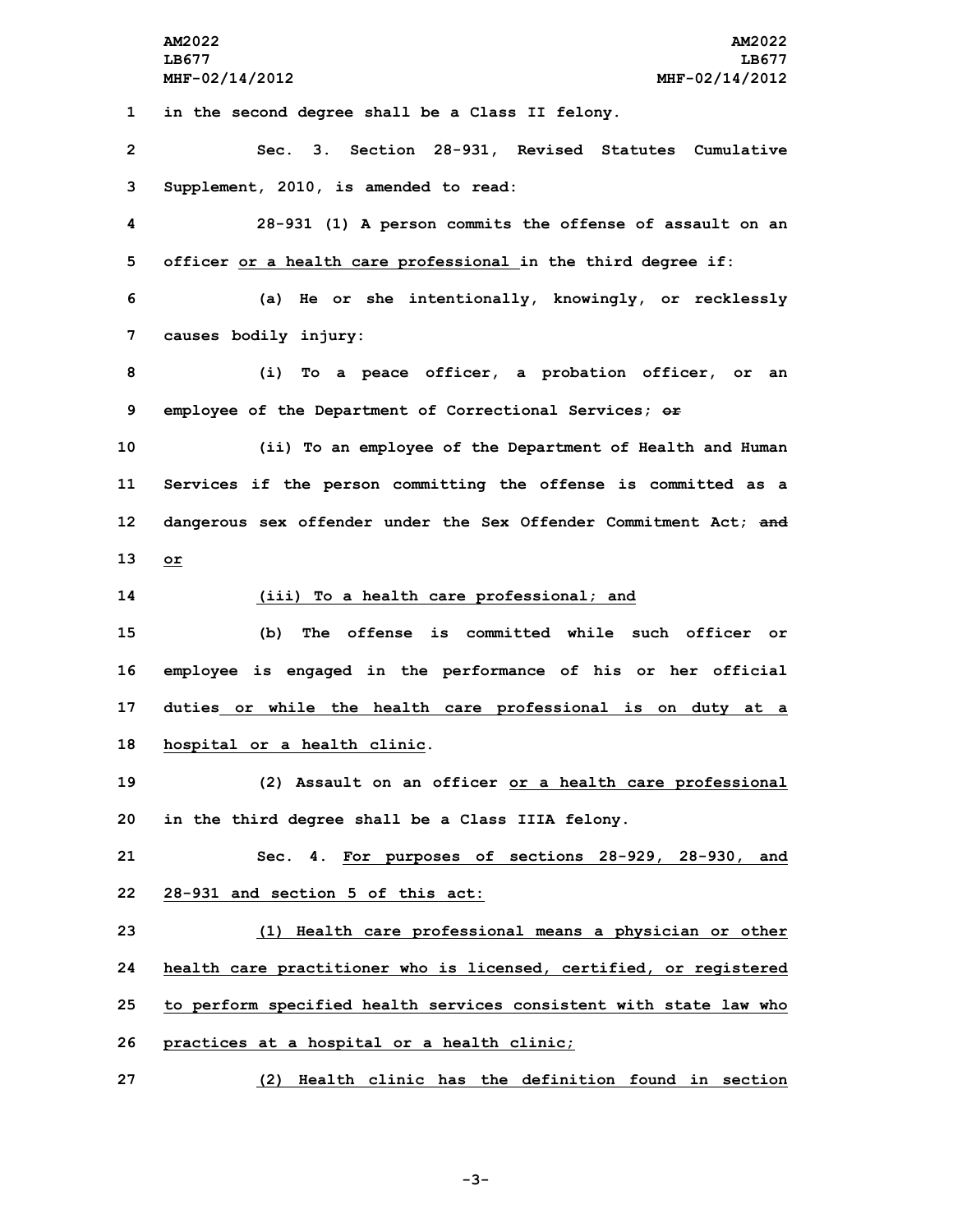in the second degree shall be a Class II felony.

Sec. 3. Section 28-931, Revised Statutes Cumulative Supplement, 2010, is amended to read:

28-931 (1) A person commits the offense of assault on an officer or a health care professional in the third degree if:

(a) He or she intentionally, knowingly, or recklessly causes bodily injury:

(i) To a peace officer, a probation officer, or an employee of the Department of Correctional Services; ~~or~~

(ii) To an employee of the Department of Health and Human Services if the person committing the offense is committed as a dangerous sex offender under the Sex Offender Commitment Act; ~~and~~ or

(iii) To a health care professional; and

(b) The offense is committed while such officer or employee is engaged in the performance of his or her official duties or while the health care professional is on duty at a hospital or a health clinic.

(2) Assault on an officer or a health care professional in the third degree shall be a Class IIIA felony.

Sec. 4. For purposes of sections 28-929, 28-930, and 28-931 and section 5 of this act:

(1) Health care professional means a physician or other health care practitioner who is licensed, certified, or registered to perform specified health services consistent with state law who practices at a hospital or a health clinic;

(2) Health clinic has the definition found in section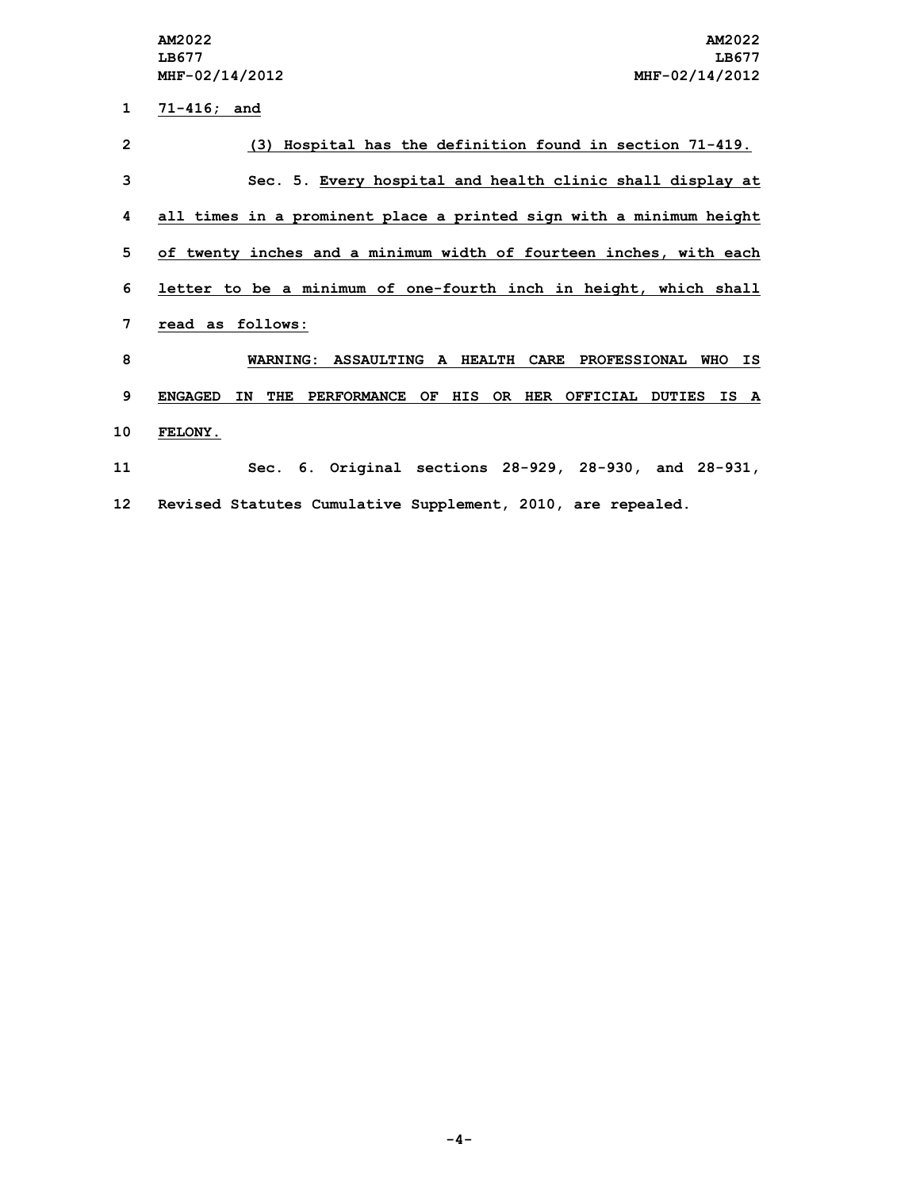71-416; and

(3) Hospital has the definition found in section 71-419.

Sec. 5. Every hospital and health clinic shall display at all times in a prominent place a printed sign with a minimum height of twenty inches and a minimum width of fourteen inches, with each letter to be a minimum of one-fourth inch in height, which shall read as follows:

WARNING: ASSAULTING A HEALTH CARE PROFESSIONAL WHO IS ENGAGED IN THE PERFORMANCE OF HIS OR HER OFFICIAL DUTIES IS A FELONY.

Sec. 6. Original sections 28-929, 28-930, and 28-931, Revised Statutes Cumulative Supplement, 2010, are repealed.